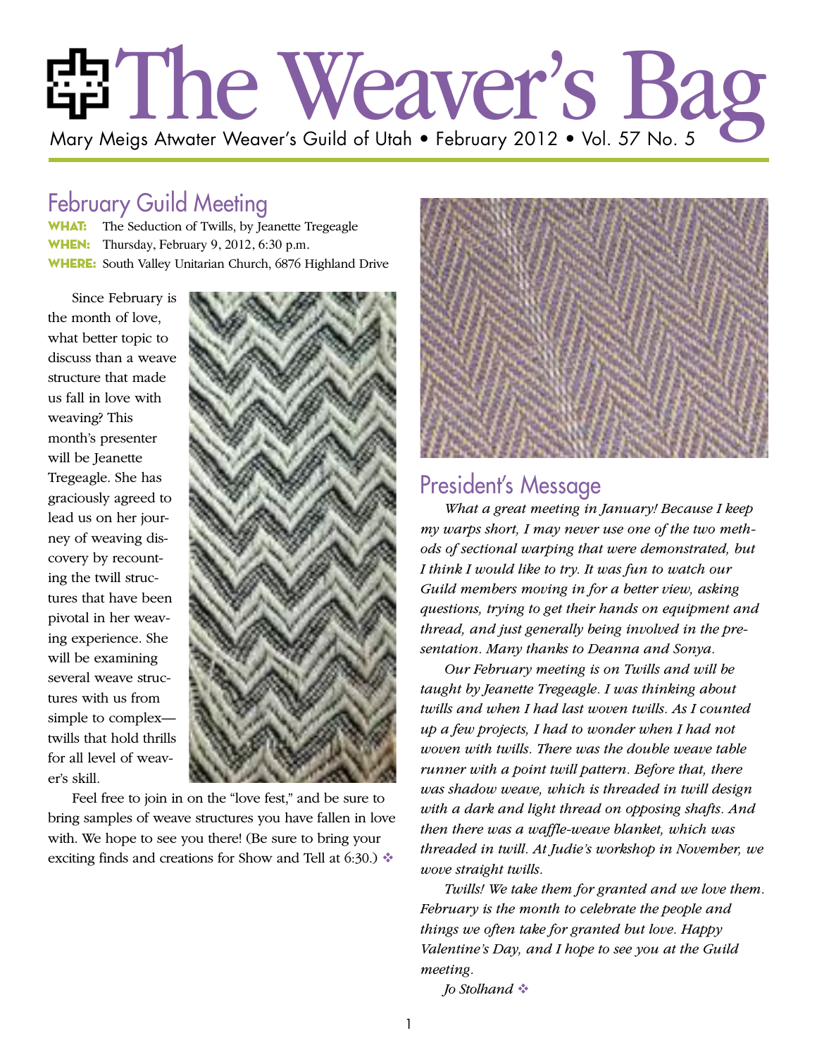# The Weaver's Bag

Mary Meigs Atwater Weaver's Guild of Utah • February 2012 • Vol. 57 No. 5

## February Guild Meeting

**WHAT:** The Seduction of Twills, by Jeanette Tregeagle
**WHEN:** Thursday, February 9, 2012, 6:30 p.m.
**WHERE:** South Valley Unitarian Church, 6876 Highland Drive

Since February is the month of love, what better topic to discuss than a weave structure that made us fall in love with weaving? This month's presenter will be Jeanette Tregeagle. She has graciously agreed to lead us on her journey of weaving discovery by recounting the twill structures that have been pivotal in her weaving experience. She will be examining several weave structures with us from simple to complex—twills that hold thrills for all level of weaver's skill.

Feel free to join in on the "love fest," and be sure to bring samples of weave structures you have fallen in love with. We hope to see you there! (Be sure to bring your exciting finds and creations for Show and Tell at 6:30.) ❖

## President's Message

*What a great meeting in January! Because I keep my warps short, I may never use one of the two methods of sectional warping that were demonstrated, but I think I would like to try. It was fun to watch our Guild members moving in for a better view, asking questions, trying to get their hands on equipment and thread, and just generally being involved in the presentation. Many thanks to Deanna and Sonya.*

*Our February meeting is on Twills and will be taught by Jeanette Tregeagle. I was thinking about twills and when I had last woven twills. As I counted up a few projects, I had to wonder when I had not woven with twills. There was the double weave table runner with a point twill pattern. Before that, there was shadow weave, which is threaded in twill design with a dark and light thread on opposing shafts. And then there was a waffle-weave blanket, which was threaded in twill. At Judie's workshop in November, we wove straight twills.*

*Twills! We take them for granted and we love them. February is the month to celebrate the people and things we often take for granted but love. Happy Valentine's Day, and I hope to see you at the Guild meeting.*

*Jo Stolhand* ❖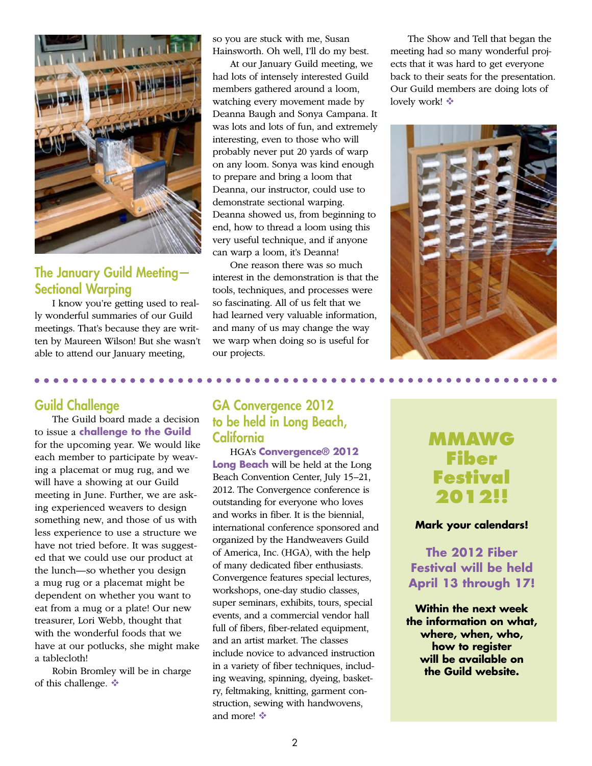## The January Guild Meeting—Sectional Warping

I know you're getting used to really wonderful summaries of our Guild meetings. That's because they are written by Maureen Wilson! But she wasn't able to attend our January meeting, so you are stuck with me, Susan Hainsworth. Oh well, I'll do my best.

At our January Guild meeting, we had lots of intensely interested Guild members gathered around a loom, watching every movement made by Deanna Baugh and Sonya Campana. It was lots and lots of fun, and extremely interesting, even to those who will probably never put 20 yards of warp on any loom. Sonya was kind enough to prepare and bring a loom that Deanna, our instructor, could use to demonstrate sectional warping. Deanna showed us, from beginning to end, how to thread a loom using this very useful technique, and if anyone can warp a loom, it's Deanna!

One reason there was so much interest in the demonstration is that the tools, techniques, and processes were so fascinating. All of us felt that we had learned very valuable information, and many of us may change the way we warp when doing so is useful for our projects.

The Show and Tell that began the meeting had so many wonderful projects that it was hard to get everyone back to their seats for the presentation. Our Guild members are doing lots of lovely work! ❖

## Guild Challenge

The Guild board made a decision to issue a **challenge to the Guild** for the upcoming year. We would like each member to participate by weaving a placemat or mug rug, and we will have a showing at our Guild meeting in June. Further, we are asking experienced weavers to design something new, and those of us with less experience to use a structure we have not tried before. It was suggested that we could use our product at the lunch—so whether you design a mug rug or a placemat might be dependent on whether you want to eat from a mug or a plate! Our new treasurer, Lori Webb, thought that with the wonderful foods that we have at our potlucks, she might make a tablecloth!

Robin Bromley will be in charge of this challenge. ❖

## GA Convergence 2012 to be held in Long Beach, California

HGA's **Convergence® 2012 Long Beach** will be held at the Long Beach Convention Center, July 15–21, 2012. The Convergence conference is outstanding for everyone who loves and works in fiber. It is the biennial, international conference sponsored and organized by the Handweavers Guild of America, Inc. (HGA), with the help of many dedicated fiber enthusiasts. Convergence features special lectures, workshops, one-day studio classes, super seminars, exhibits, tours, special events, and a commercial vendor hall full of fibers, fiber-related equipment, and an artist market. The classes include novice to advanced instruction in a variety of fiber techniques, including weaving, spinning, dyeing, basketry, feltmaking, knitting, garment construction, sewing with handwovens, and more! ❖

## MMAWG Fiber Festival 2012!!

**Mark your calendars!**

**The 2012 Fiber Festival will be held April 13 through 17!**

**Within the next week the information on what, where, when, who, how to register will be available on the Guild website.**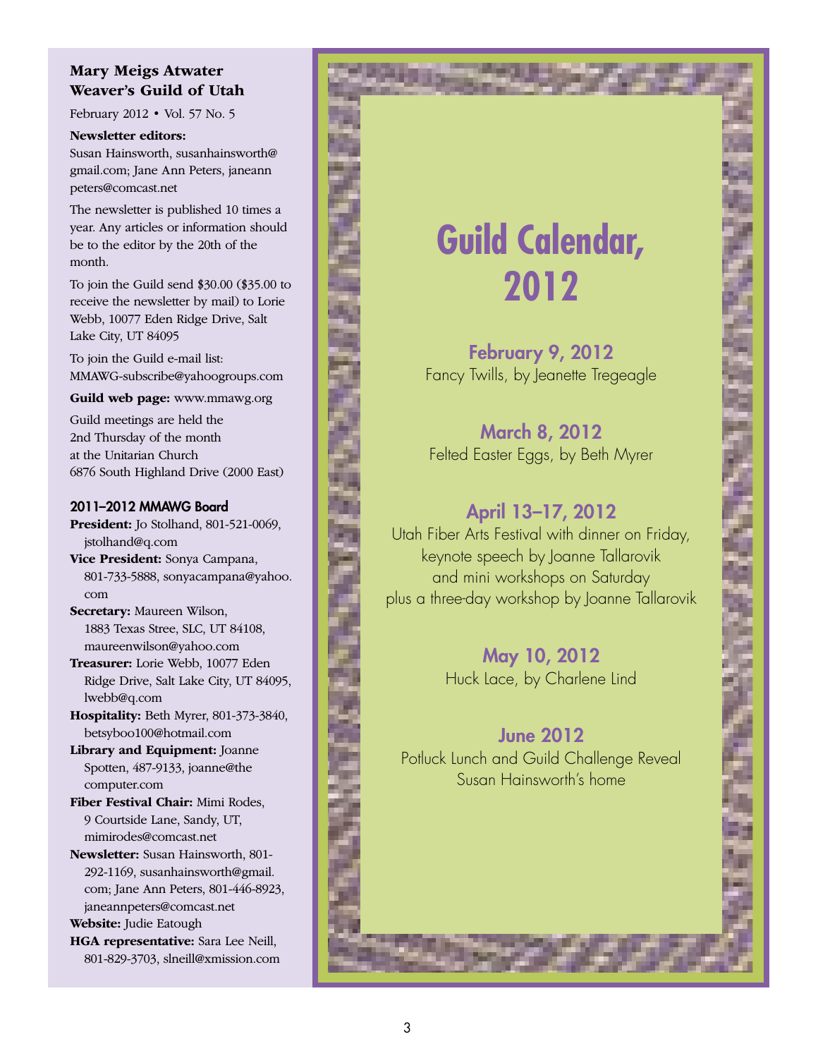## Mary Meigs Atwater Weaver's Guild of Utah

February 2012 • Vol. 57 No. 5

**Newsletter editors:**
Susan Hainsworth, susanhainsworth@gmail.com; Jane Ann Peters, janeannpeters@comcast.net

The newsletter is published 10 times a year. Any articles or information should be to the editor by the 20th of the month.

To join the Guild send $30.00 ($35.00 to receive the newsletter by mail) to Lorie Webb, 10077 Eden Ridge Drive, Salt Lake City, UT 84095

To join the Guild e-mail list: MMAWG-subscribe@yahoogroups.com

**Guild web page:** www.mmawg.org

Guild meetings are held the 2nd Thursday of the month at the Unitarian Church 6876 South Highland Drive (2000 East)

### 2011–2012 MMAWG Board

**President:** Jo Stolhand, 801-521-0069, jstolhand@q.com

**Vice President:** Sonya Campana, 801-733-5888, sonyacampana@yahoo.com

**Secretary:** Maureen Wilson, 1883 Texas Stree, SLC, UT 84108, maureenwilson@yahoo.com

**Treasurer:** Lorie Webb, 10077 Eden Ridge Drive, Salt Lake City, UT 84095, lwebb@q.com

**Hospitality:** Beth Myrer, 801-373-3840, betsyboo100@hotmail.com

**Library and Equipment:** Joanne Spotten, 487-9133, joanne@thecomputer.com

**Fiber Festival Chair:** Mimi Rodes, 9 Courtside Lane, Sandy, UT, mimirodes@comcast.net

**Newsletter:** Susan Hainsworth, 801-292-1169, susanhainsworth@gmail.com; Jane Ann Peters, 801-446-8923, janeannpeters@comcast.net

**Website:** Judie Eatough

**HGA representative:** Sara Lee Neill, 801-829-3703, slneill@xmission.com

# Guild Calendar, 2012

**February 9, 2012**
Fancy Twills, by Jeanette Tregeagle

**March 8, 2012**
Felted Easter Eggs, by Beth Myrer

**April 13–17, 2012**
Utah Fiber Arts Festival with dinner on Friday, keynote speech by Joanne Tallarovik and mini workshops on Saturday plus a three-day workshop by Joanne Tallarovik

**May 10, 2012**
Huck Lace, by Charlene Lind

**June 2012**
Potluck Lunch and Guild Challenge Reveal
Susan Hainsworth's home